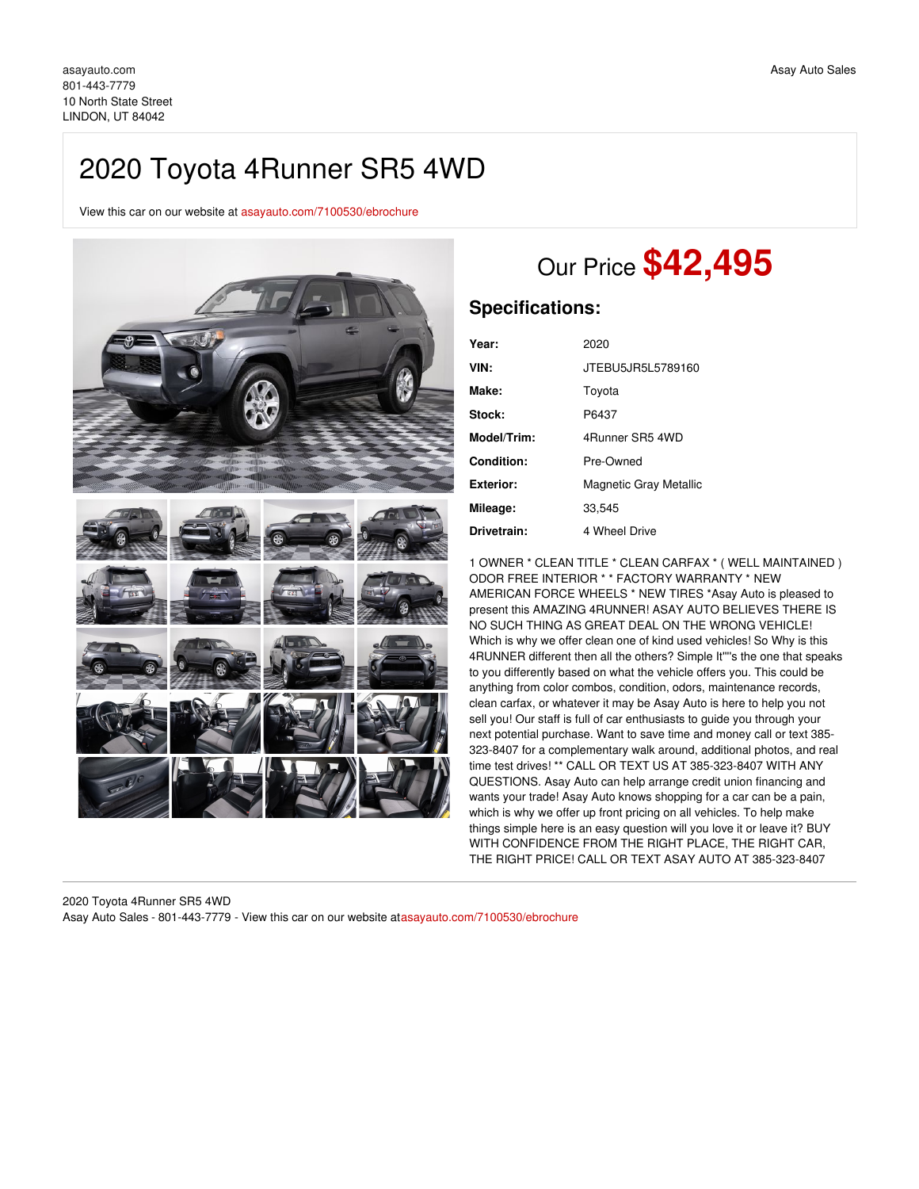asayauto.com
801-443-7779
10 North State Street
LINDON, UT 84042

Asay Auto Sales

# 2020 Toyota 4Runner SR5 4WD

View this car on our website at asayauto.com/7100530/ebrochure

## Our Price **$42,495**

## Specifications:

| | |
|---|---|
| **Year:** | 2020 |
| **VIN:** | JTEBU5JR5L5789160 |
| **Make:** | Toyota |
| **Stock:** | P6437 |
| **Model/Trim:** | 4Runner SR5 4WD |
| **Condition:** | Pre-Owned |
| **Exterior:** | Magnetic Gray Metallic |
| **Mileage:** | 33,545 |
| **Drivetrain:** | 4 Wheel Drive |

1 OWNER * CLEAN TITLE * CLEAN CARFAX * ( WELL MAINTAINED ) ODOR FREE INTERIOR * * FACTORY WARRANTY * NEW AMERICAN FORCE WHEELS * NEW TIRES *Asay Auto is pleased to present this AMAZING 4RUNNER! ASAY AUTO BELIEVES THERE IS NO SUCH THING AS GREAT DEAL ON THE WRONG VEHICLE! Which is why we offer clean one of kind used vehicles! So Why is this 4RUNNER different then all the others? Simple It""s the one that speaks to you differently based on what the vehicle offers you. This could be anything from color combos, condition, odors, maintenance records, clean carfax, or whatever it may be Asay Auto is here to help you not sell you! Our staff is full of car enthusiasts to guide you through your next potential purchase. Want to save time and money call or text 385-323-8407 for a complementary walk around, additional photos, and real time test drives! ** CALL OR TEXT US AT 385-323-8407 WITH ANY QUESTIONS. Asay Auto can help arrange credit union financing and wants your trade! Asay Auto knows shopping for a car can be a pain, which is why we offer up front pricing on all vehicles. To help make things simple here is an easy question will you love it or leave it? BUY WITH CONFIDENCE FROM THE RIGHT PLACE, THE RIGHT CAR, THE RIGHT PRICE! CALL OR TEXT ASAY AUTO AT 385-323-8407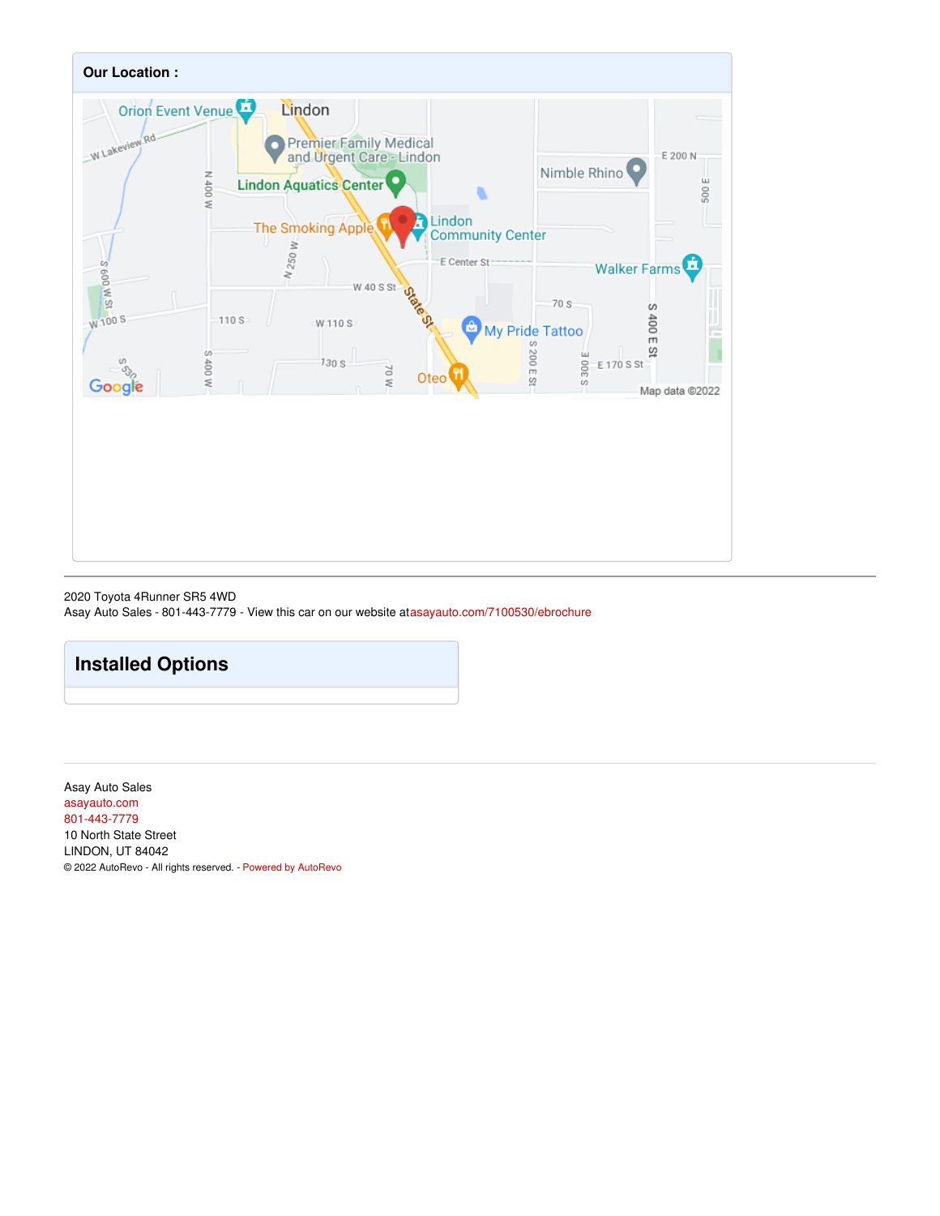**Our Location :**

2020 Toyota 4Runner SR5 4WD
Asay Auto Sales - 801-443-7779 - View this car on our website atasayauto.com/7100530/ebrochure

## Installed Options

Asay Auto Sales
asayauto.com
801-443-7779
10 North State Street
LINDON, UT 84042
© 2022 AutoRevo - All rights reserved. - Powered by AutoRevo